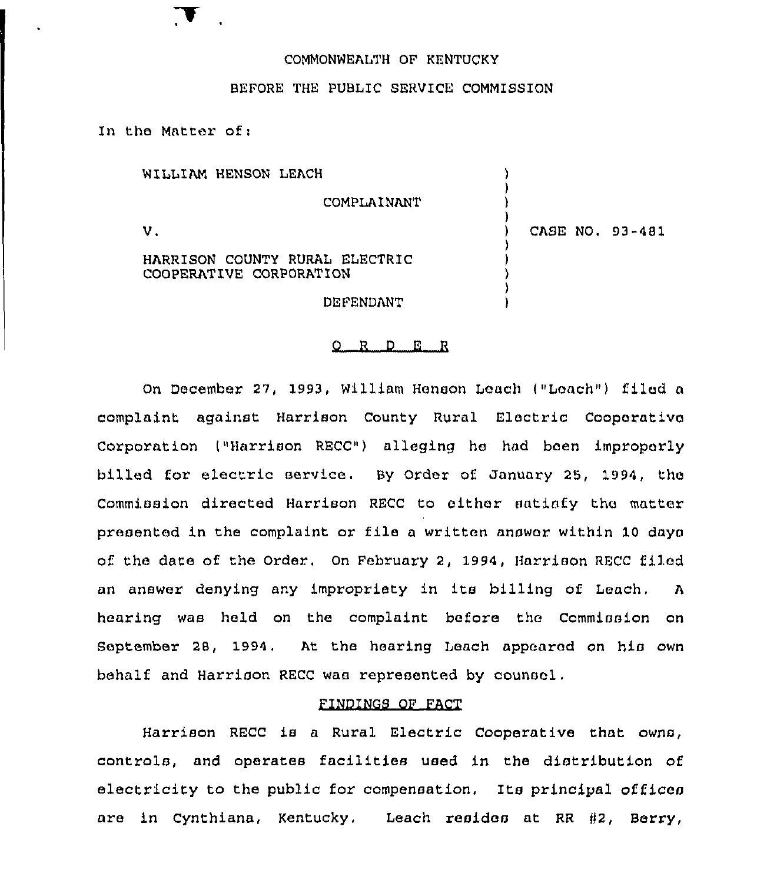COMMONWEALTH OF KENTUCKY

BEFORE THE PUBLIC SERVICE COMMISSION

In the Matter of:

| | | |
|---|---|---|
| WILLIAM HENSON LEACH<br><br>COMPLAINANT<br><br>V.<br><br>HARRISON COUNTY RURAL ELECTRIC COOPERATIVE CORPORATION<br><br>DEFENDANT | ) | CASE NO. 93-481 |

O R D E R

On December 27, 1993, William Henson Leach ("Leach") filed a complaint against Harrison County Rural Electric Cooperative Corporation ("Harrison RECC") alleging he had been improperly billed for electric service. By Order of January 25, 1994, the Commission directed Harrison RECC to either satisfy the matter presented in the complaint or file a written answer within 10 days of the date of the Order. On February 2, 1994, Harrison RECC filed an answer denying any impropriety in its billing of Leach. A hearing was held on the complaint before the Commission on September 28, 1994. At the hearing Leach appeared on his own behalf and Harrison RECC was represented by counsel.

FINDINGS OF FACT

Harrison RECC is a Rural Electric Cooperative that owns, controls, and operates facilities used in the distribution of electricity to the public for compensation. Its principal offices are in Cynthiana, Kentucky. Leach resides at RR #2, Berry,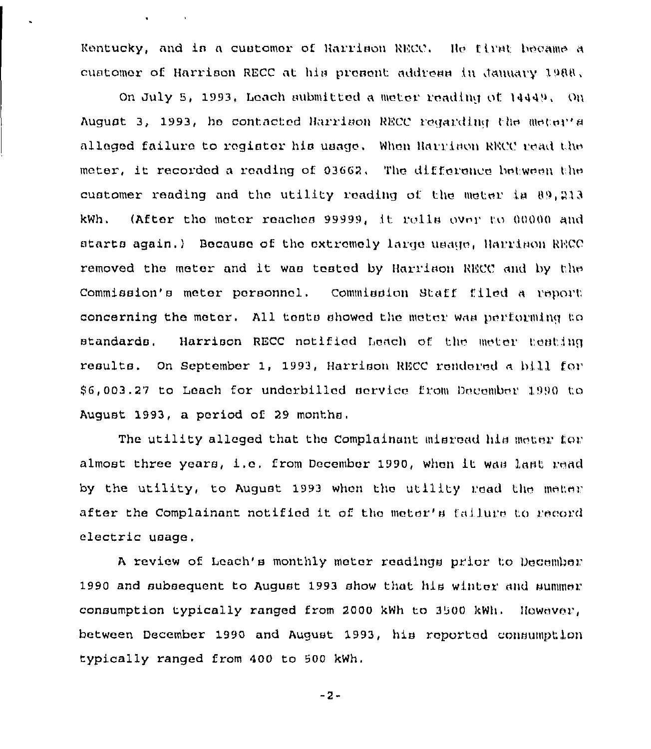Kentucky, and is a customer of Harrison RECC. He first became a customer of Harrison RECC at his present address in January 1988.

On July 5, 1993, Leach submitted a meter reading of 14449. On August 3, 1993, he contacted Harrison RECC regarding the meter's alleged failure to register his usage. When Harrison RECC read the meter, it recorded a reading of 03662. The difference between the customer reading and the utility reading of the meter is 89,213 kWh. (After the meter reaches 99999, it rolls over to 00000 and starts again.) Because of the extremely large usage, Harrison RECC removed the meter and it was tested by Harrison RECC and by the Commission's meter personnel. Commission Staff filed a report concerning the meter. All tests showed the meter was performing to standards. Harrison RECC notified Leach of the meter testing results. On September 1, 1993, Harrison RECC rendered a bill for $6,003.27 to Leach for underbilled service from December 1990 to August 1993, a period of 29 months.

The utility alleged that the Complainant misread his meter for almost three years, i.e. from December 1990, when it was last read by the utility, to August 1993 when the utility read the meter after the Complainant notified it of the meter's failure to record electric usage.

A review of Leach's monthly meter readings prior to December 1990 and subsequent to August 1993 show that his winter and summer consumption typically ranged from 2000 kWh to 3500 kWh. However, between December 1990 and August 1993, his reported consumption typically ranged from 400 to 500 kWh.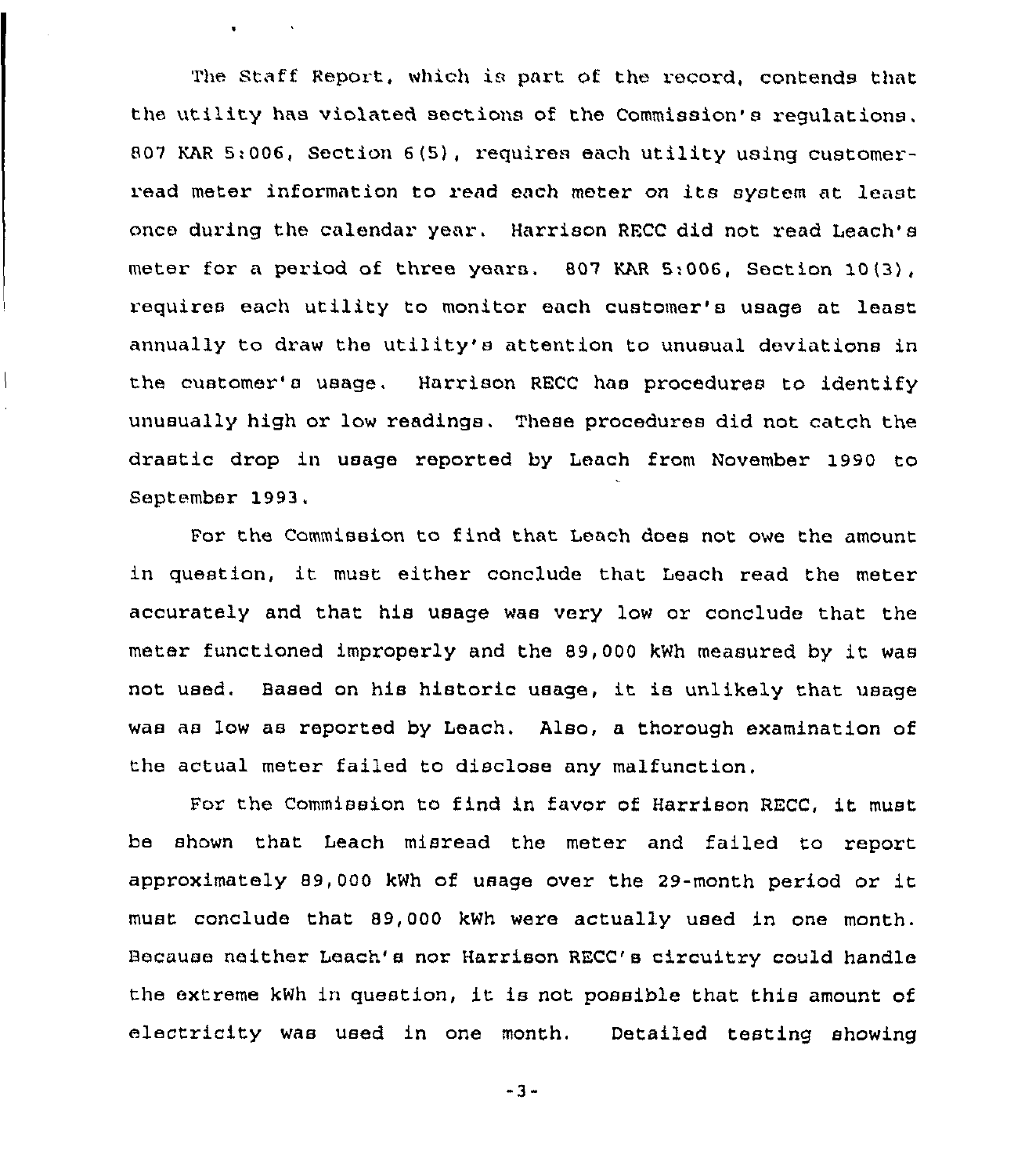The Staff Report, which is part of the record, contends that the utility has violated sections of the Commission's regulations. 807 KAR 5:006, Section 6(5), requires each utility using customer-read meter information to read each meter on its system at least once during the calendar year. Harrison RECC did not read Leach's meter for a period of three years. 807 KAR 5:006, Section 10(3), requires each utility to monitor each customer's usage at least annually to draw the utility's attention to unusual deviations in the customer's usage. Harrison RECC has procedures to identify unusually high or low readings. These procedures did not catch the drastic drop in usage reported by Leach from November 1990 to September 1993.

For the Commission to find that Leach does not owe the amount in question, it must either conclude that Leach read the meter accurately and that his usage was very low or conclude that the meter functioned improperly and the 89,000 kWh measured by it was not used. Based on his historic usage, it is unlikely that usage was as low as reported by Leach. Also, a thorough examination of the actual meter failed to disclose any malfunction.

For the Commission to find in favor of Harrison RECC, it must be shown that Leach misread the meter and failed to report approximately 89,000 kWh of usage over the 29-month period or it must conclude that 89,000 kWh were actually used in one month. Because neither Leach's nor Harrison RECC's circuitry could handle the extreme kWh in question, it is not possible that this amount of electricity was used in one month. Detailed testing showing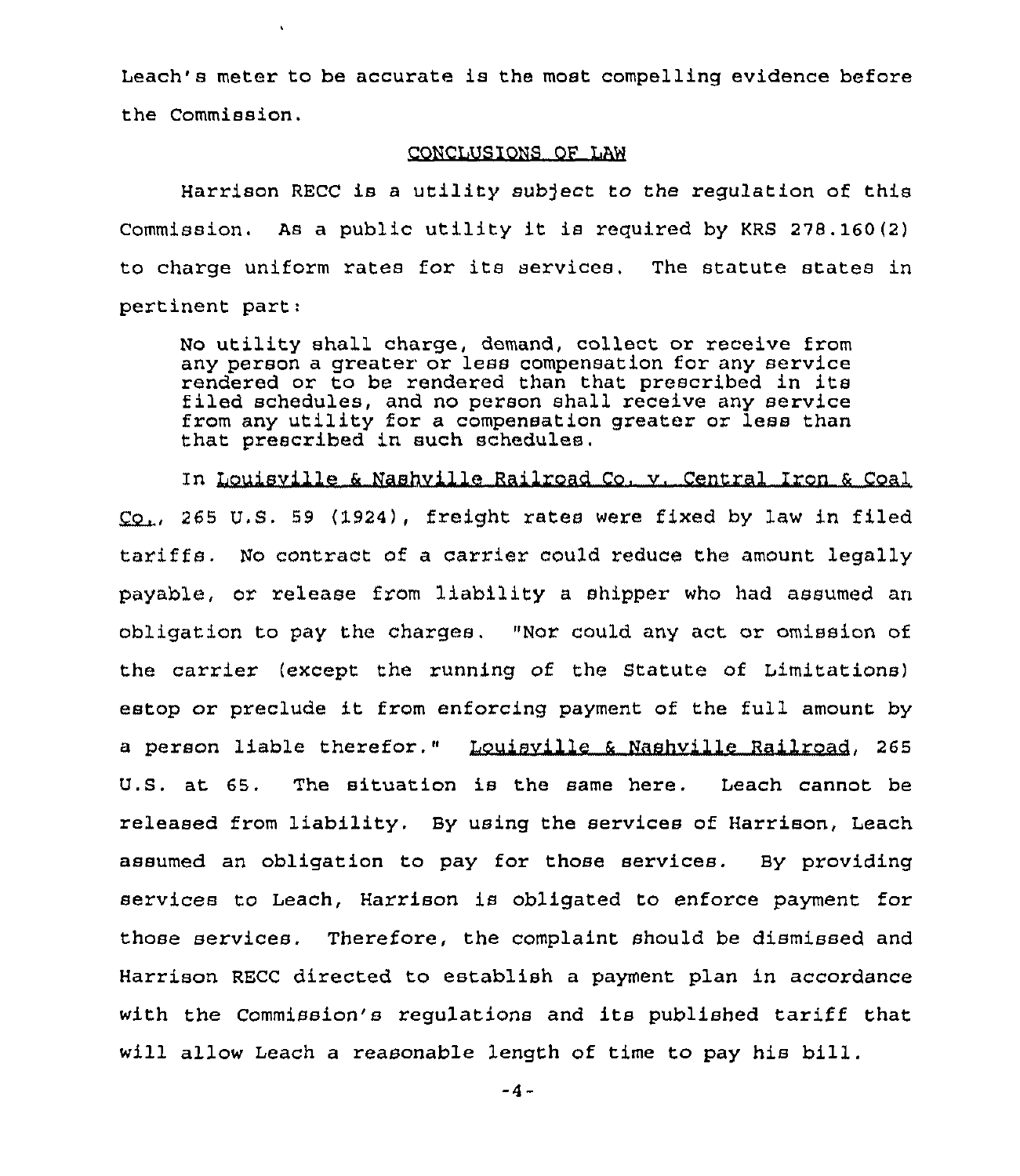Leach's meter to be accurate is the most compelling evidence before the Commission.

## CONCLUSIONS OF LAW

Harrison RECC is a utility subject to the regulation of this Commission. As a public utility it is required by KRS 278.160(2) to charge uniform rates for its services. The statute states in pertinent part:

> No utility shall charge, demand, collect or receive from any person a greater or less compensation for any service rendered or to be rendered than that prescribed in its filed schedules, and no person shall receive any service from any utility for a compensation greater or less than that prescribed in such schedules.

In Louisville & Nashville Railroad Co. v. Central Iron & Coal Co., 265 U.S. 59 (1924), freight rates were fixed by law in filed tariffs. No contract of a carrier could reduce the amount legally payable, or release from liability a shipper who had assumed an obligation to pay the charges. "Nor could any act or omission of the carrier (except the running of the Statute of Limitations) estop or preclude it from enforcing payment of the full amount by a person liable therefor." Louisville & Nashville Railroad, 265 U.S. at 65. The situation is the same here. Leach cannot be released from liability. By using the services of Harrison, Leach assumed an obligation to pay for those services. By providing services to Leach, Harrison is obligated to enforce payment for those services. Therefore, the complaint should be dismissed and Harrison RECC directed to establish a payment plan in accordance with the Commission's regulations and its published tariff that will allow Leach a reasonable length of time to pay his bill.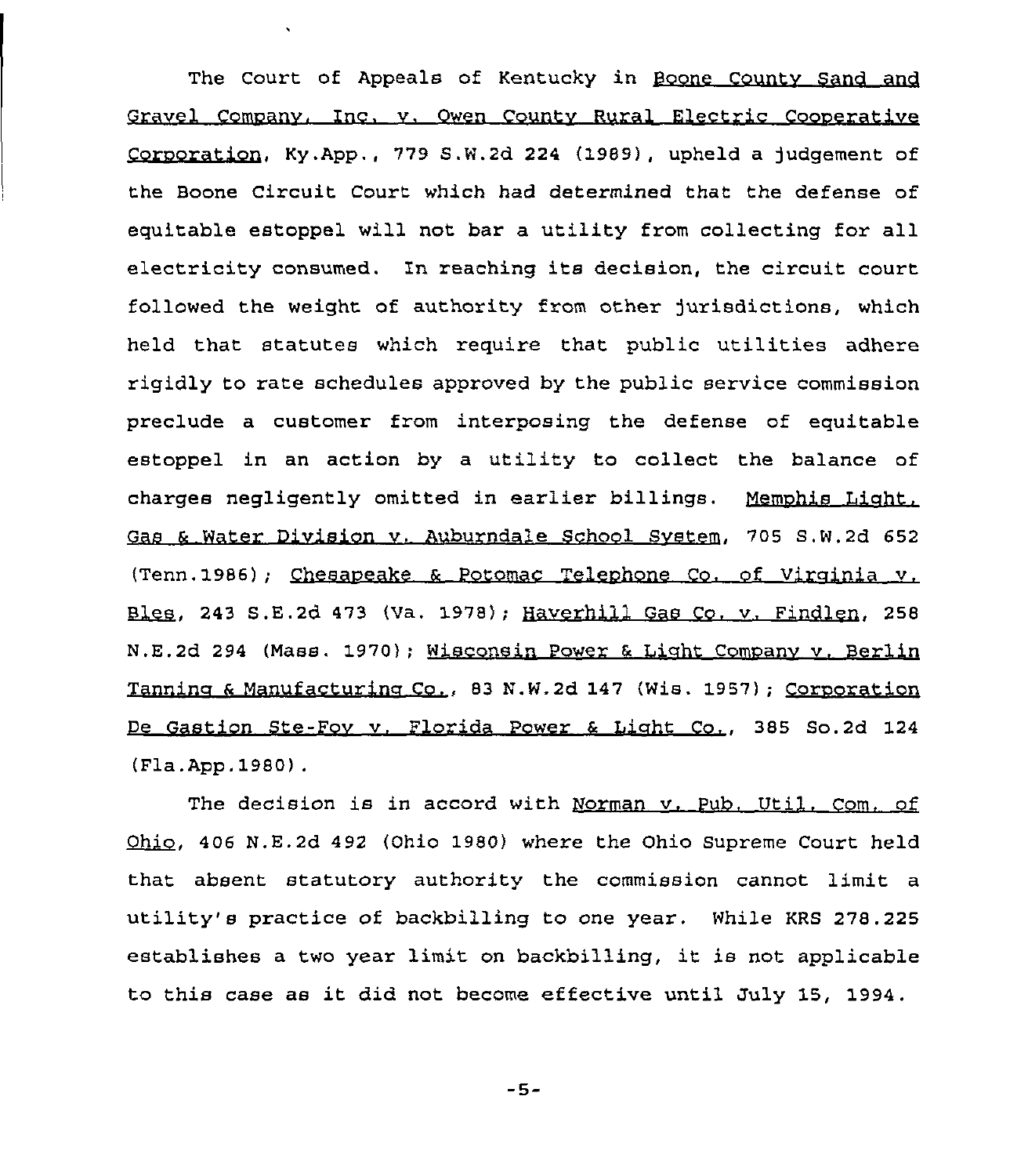The Court of Appeals of Kentucky in Boone County Sand and Gravel Company, Inc. v. Owen County Rural Electric Cooperative Corporation, Ky.App., 779 S.W.2d 224 (1989), upheld a judgement of the Boone Circuit Court which had determined that the defense of equitable estoppel will not bar a utility from collecting for all electricity consumed. In reaching its decision, the circuit court followed the weight of authority from other jurisdictions, which held that statutes which require that public utilities adhere rigidly to rate schedules approved by the public service commission preclude a customer from interposing the defense of equitable estoppel in an action by a utility to collect the balance of charges negligently omitted in earlier billings. Memphis Light, Gas & Water Division v. Auburndale School System, 705 S.W.2d 652 (Tenn.1986); Chesapeake & Potomac Telephone Co. of Virginia v. Bles, 243 S.E.2d 473 (Va. 1978); Haverhill Gas Co. v. Findlen, 258 N.E.2d 294 (Mass. 1970); Wisconsin Power & Light Company v. Berlin Tanning & Manufacturing Co., 83 N.W.2d 147 (Wis. 1957); Corporation De Gastion Ste-Foy v. Florida Power & Light Co., 385 So.2d 124 (Fla.App.1980).

The decision is in accord with Norman v. Pub. Util. Com. of Ohio, 406 N.E.2d 492 (Ohio 1980) where the Ohio Supreme Court held that absent statutory authority the commission cannot limit a utility's practice of backbilling to one year. While KRS 278.225 establishes a two year limit on backbilling, it is not applicable to this case as it did not become effective until July 15, 1994.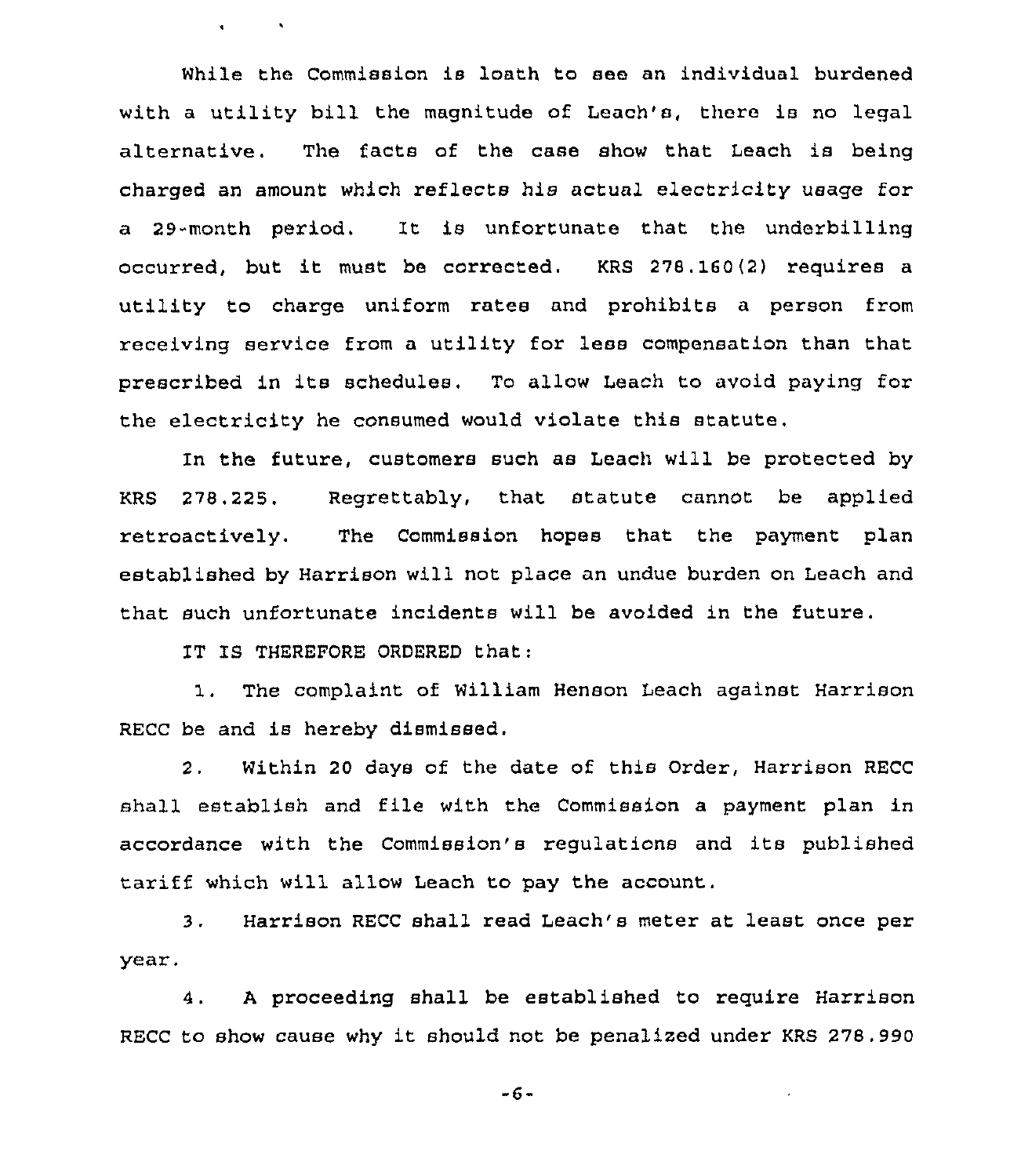While the Commission is loath to see an individual burdened with a utility bill the magnitude of Leach's, there is no legal alternative. The facts of the case show that Leach is being charged an amount which reflects his actual electricity usage for a 29-month period. It is unfortunate that the underbilling occurred, but it must be corrected. KRS 278.160(2) requires a utility to charge uniform rates and prohibits a person from receiving service from a utility for less compensation than that prescribed in its schedules. To allow Leach to avoid paying for the electricity he consumed would violate this statute.

In the future, customers such as Leach will be protected by KRS 278.225. Regrettably, that statute cannot be applied retroactively. The Commission hopes that the payment plan established by Harrison will not place an undue burden on Leach and that such unfortunate incidents will be avoided in the future.

IT IS THEREFORE ORDERED that:

1. The complaint of William Henson Leach against Harrison RECC be and is hereby dismissed.

2. Within 20 days of the date of this Order, Harrison RECC shall establish and file with the Commission a payment plan in accordance with the Commission's regulations and its published tariff which will allow Leach to pay the account.

3. Harrison RECC shall read Leach's meter at least once per year.

4. A proceeding shall be established to require Harrison RECC to show cause why it should not be penalized under KRS 278.990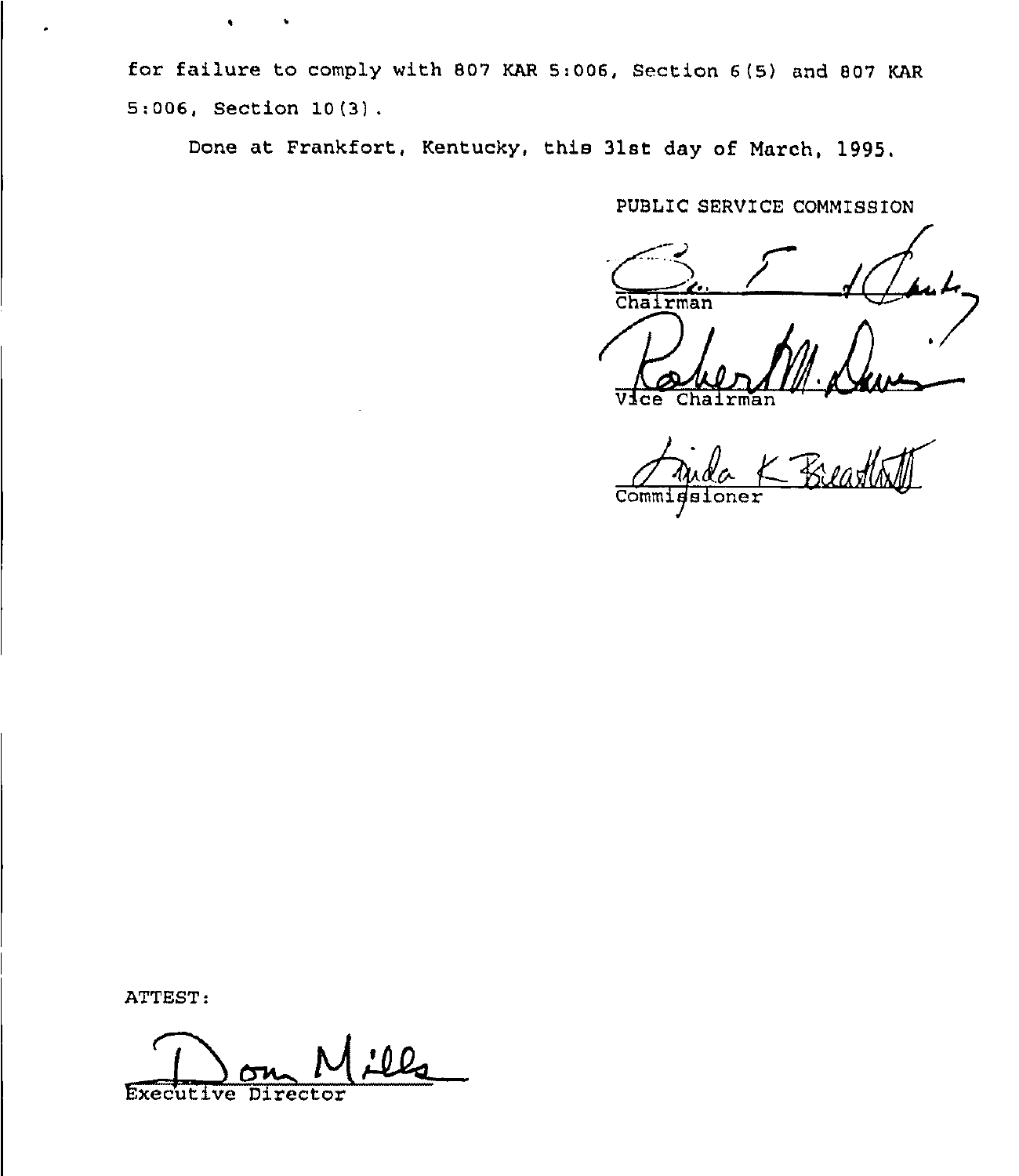for failure to comply with 807 KAR 5:006, Section 6(5) and 807 KAR 5:006, Section 10(3).

Done at Frankfort, Kentucky, this 31st day of March, 1995.

PUBLIC SERVICE COMMISSION

Chairman

Vice Chairman

Commissioner

ATTEST:

Executive Director